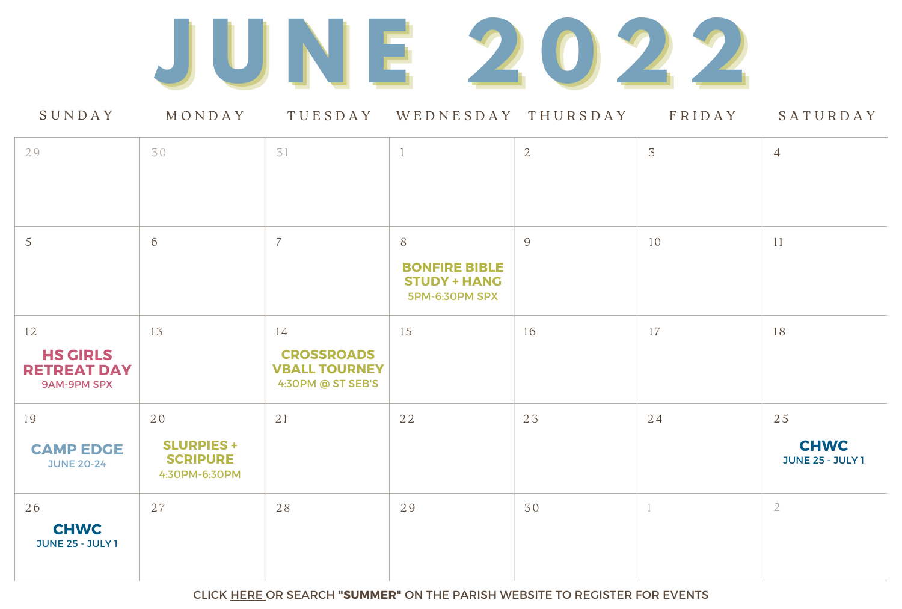# JUNE 2022

| SUNDAY | MONDAY | TUESDAY | WEDNESDAY | THURSDAY | FRIDAY | SATURDAY |
|---|---|---|---|---|---|---|
| 29 | 30 | 31 | 1 | 2 | 3 | 4 |
| 5 | 6 | 7 | 8<br>**BONFIRE BIBLE STUDY + HANG**<br>5PM-6:30PM SPX | 9 | 10 | 11 |
| 12<br>**HS GIRLS RETREAT DAY**<br>9AM-9PM SPX | 13 | 14<br>**CROSSROADS VBALL TOURNEY**<br>4:30PM @ ST SEB'S | 15 | 16 | 17 | 18 |
| 19<br>**CAMP EDGE**<br>JUNE 20-24 | 20<br>**SLURPIES + SCRIPURE**<br>4:30PM-6:30PM | 21 | 22 | 23 | 24 | 25<br>**CHWC**<br>JUNE 25 - JULY 1 |
| 26<br>**CHWC**<br>JUNE 25 - JULY 1 | 27 | 28 | 29 | 30 | 1 | 2 |

CLICK HERE OR SEARCH **"SUMMER"** ON THE PARISH WEBSITE TO REGISTER FOR EVENTS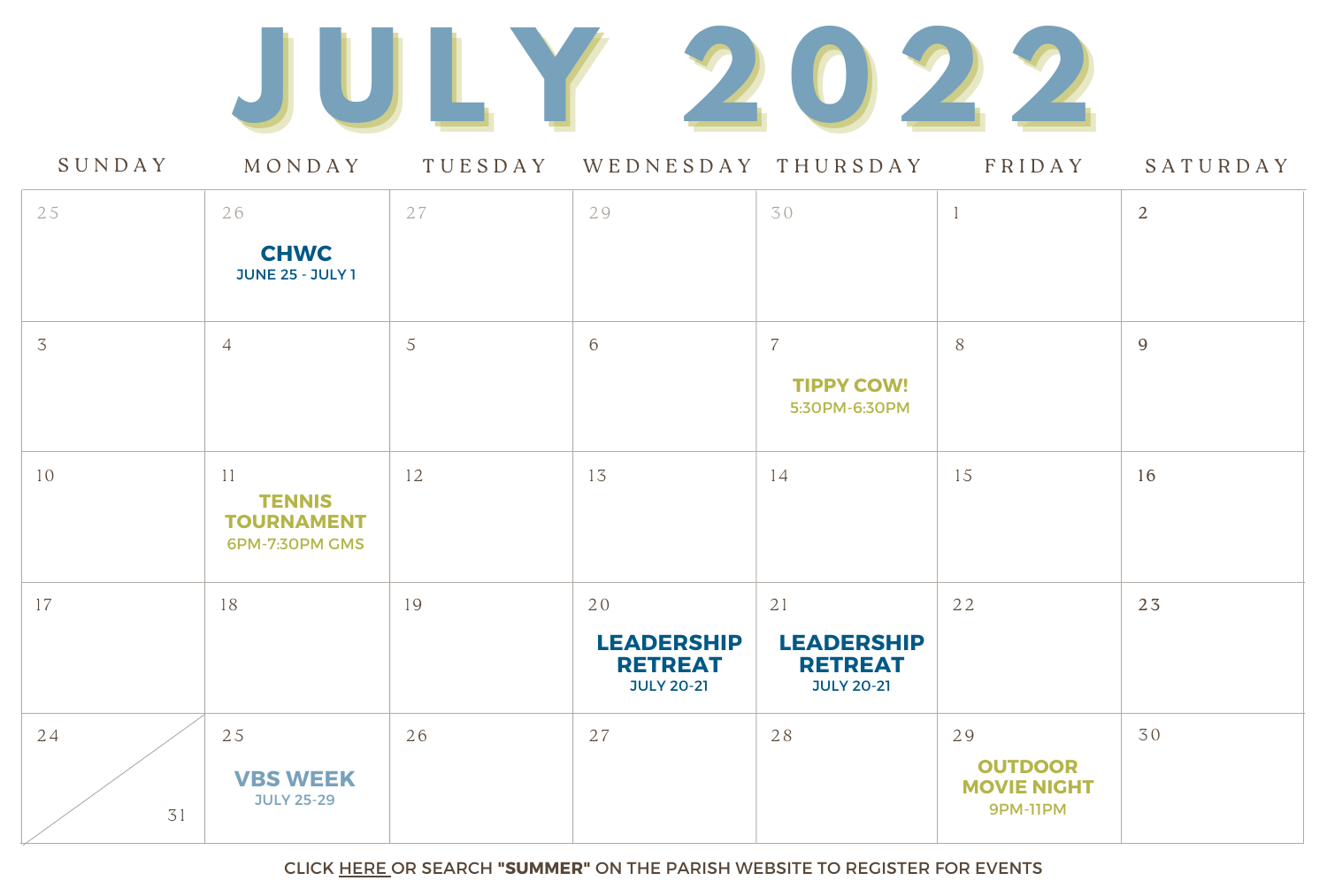# JULY 2022

| SUNDAY | MONDAY | TUESDAY | WEDNESDAY | THURSDAY | FRIDAY | SATURDAY |
|---|---|---|---|---|---|---|
| 25 | 26 **CHWC** JUNE 25 - JULY 1 | 27 | 29 | 30 | 1 | 2 |
| 3 | 4 | 5 | 6 | 7 **TIPPY COW!** 5:30PM-6:30PM | 8 | 9 |
| 10 | 11 **TENNIS TOURNAMENT** 6PM-7:30PM GMS | 12 | 13 | 14 | 15 | 16 |
| 17 | 18 | 19 | 20 **LEADERSHIP RETREAT** JULY 20-21 | 21 **LEADERSHIP RETREAT** JULY 20-21 | 22 | 23 |
| 24 / 31 | 25 **VBS WEEK** JULY 25-29 | 26 | 27 | 28 | 29 **OUTDOOR MOVIE NIGHT** 9PM-11PM | 30 |

CLICK HERE OR SEARCH **"SUMMER"** ON THE PARISH WEBSITE TO REGISTER FOR EVENTS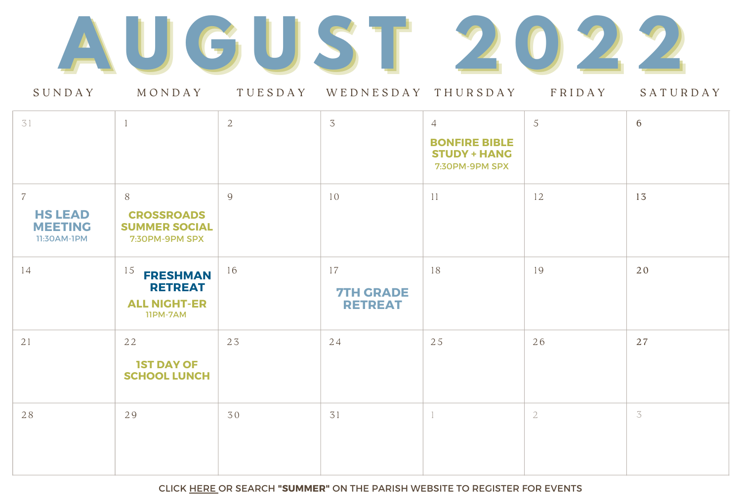# AUGUST 2022

| SUNDAY | MONDAY | TUESDAY | WEDNESDAY | THURSDAY | FRIDAY | SATURDAY |
|---|---|---|---|---|---|---|
| 31 | 1 | 2 | 3 | 4<br>**BONFIRE BIBLE STUDY + HANG**<br>7:30PM-9PM SPX | 5 | 6 |
| 7<br>**HS LEAD MEETING**<br>11:30AM-1PM | 8<br>**CROSSROADS SUMMER SOCIAL**<br>7:30PM-9PM SPX | 9 | 10 | 11 | 12 | 13 |
| 14 | 15<br>**FRESHMAN RETREAT**<br>**ALL NIGHT-ER**<br>11PM-7AM | 16 | 17<br>**7TH GRADE RETREAT** | 18 | 19 | 20 |
| 21 | 22<br>**1ST DAY OF SCHOOL LUNCH** | 23 | 24 | 25 | 26 | 27 |
| 28 | 29 | 30 | 31 | 1 | 2 | 3 |

CLICK HERE OR SEARCH **"SUMMER"** ON THE PARISH WEBSITE TO REGISTER FOR EVENTS